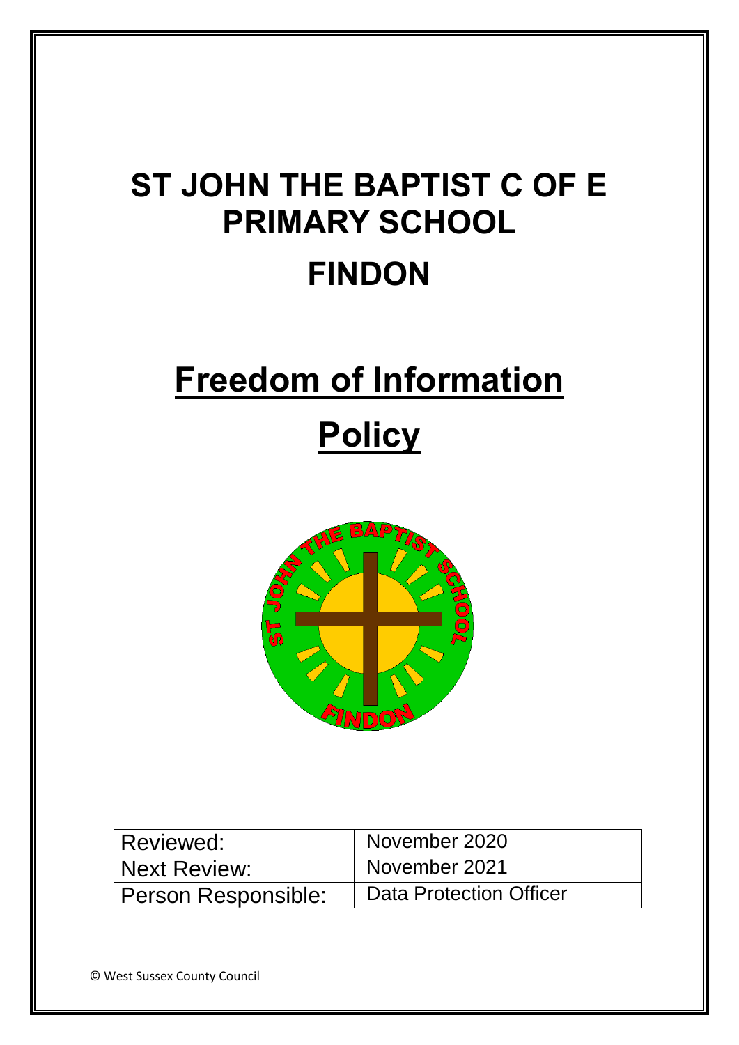# ST JOHN THE BAPTIST C OF E PRIMARY SCHOOL

# FINDON

# Freedom of Information Policy

| Reviewed: | November 2020 |
|---|---|
| Next Review: | November 2021 |
| Person Responsible: | Data Protection Officer |

© West Sussex County Council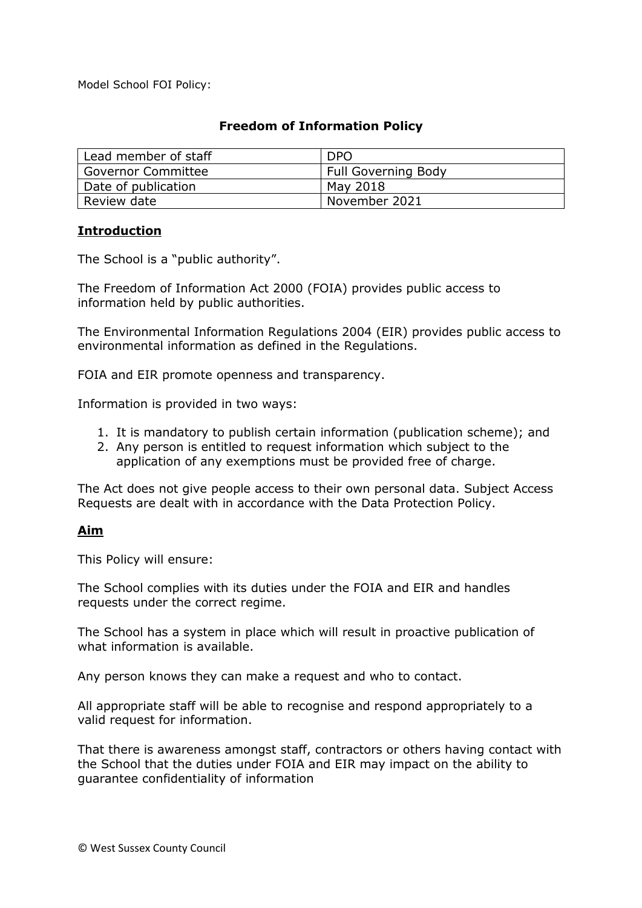Model School FOI Policy:

## Freedom of Information Policy

| Lead member of staff | DPO |
| --- | --- |
| Governor Committee | Full Governing Body |
| Date of publication | May 2018 |
| Review date | November 2021 |

### Introduction

The School is a "public authority".

The Freedom of Information Act 2000 (FOIA) provides public access to information held by public authorities.

The Environmental Information Regulations 2004 (EIR) provides public access to environmental information as defined in the Regulations.

FOIA and EIR promote openness and transparency.

Information is provided in two ways:

1. It is mandatory to publish certain information (publication scheme); and
2. Any person is entitled to request information which subject to the application of any exemptions must be provided free of charge.

The Act does not give people access to their own personal data. Subject Access Requests are dealt with in accordance with the Data Protection Policy.

### Aim

This Policy will ensure:

The School complies with its duties under the FOIA and EIR and handles requests under the correct regime.

The School has a system in place which will result in proactive publication of what information is available.

Any person knows they can make a request and who to contact.

All appropriate staff will be able to recognise and respond appropriately to a valid request for information.

That there is awareness amongst staff, contractors or others having contact with the School that the duties under FOIA and EIR may impact on the ability to guarantee confidentiality of information

© West Sussex County Council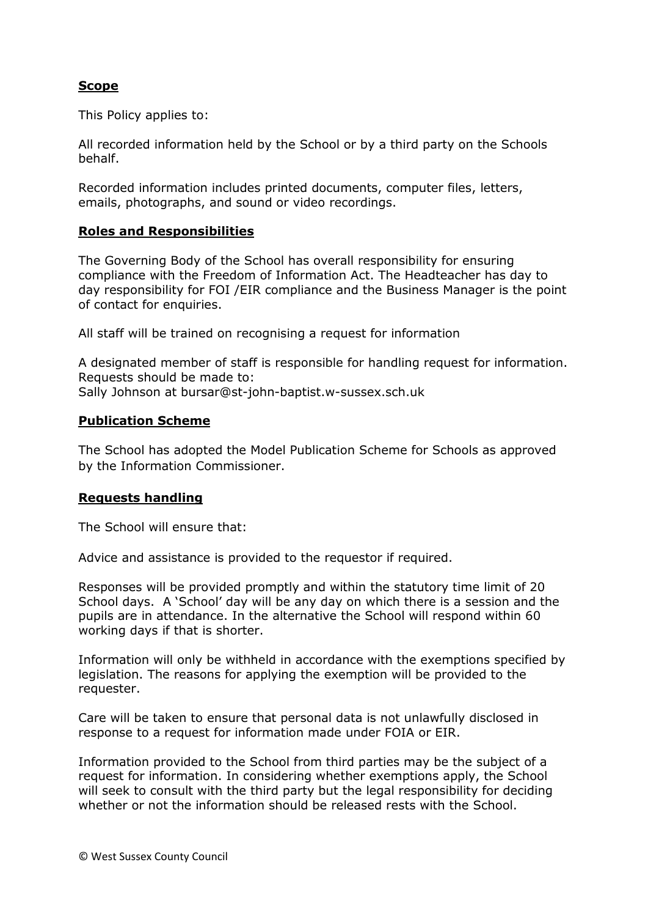## Scope

This Policy applies to:

All recorded information held by the School or by a third party on the Schools behalf.

Recorded information includes printed documents, computer files, letters, emails, photographs, and sound or video recordings.

## Roles and Responsibilities

The Governing Body of the School has overall responsibility for ensuring compliance with the Freedom of Information Act. The Headteacher has day to day responsibility for FOI /EIR compliance and the Business Manager is the point of contact for enquiries.

All staff will be trained on recognising a request for information

A designated member of staff is responsible for handling request for information. Requests should be made to:
Sally Johnson at bursar@st-john-baptist.w-sussex.sch.uk

## Publication Scheme

The School has adopted the Model Publication Scheme for Schools as approved by the Information Commissioner.

## Requests handling

The School will ensure that:

Advice and assistance is provided to the requestor if required.

Responses will be provided promptly and within the statutory time limit of 20 School days. A 'School' day will be any day on which there is a session and the pupils are in attendance. In the alternative the School will respond within 60 working days if that is shorter.

Information will only be withheld in accordance with the exemptions specified by legislation. The reasons for applying the exemption will be provided to the requester.

Care will be taken to ensure that personal data is not unlawfully disclosed in response to a request for information made under FOIA or EIR.

Information provided to the School from third parties may be the subject of a request for information. In considering whether exemptions apply, the School will seek to consult with the third party but the legal responsibility for deciding whether or not the information should be released rests with the School.

© West Sussex County Council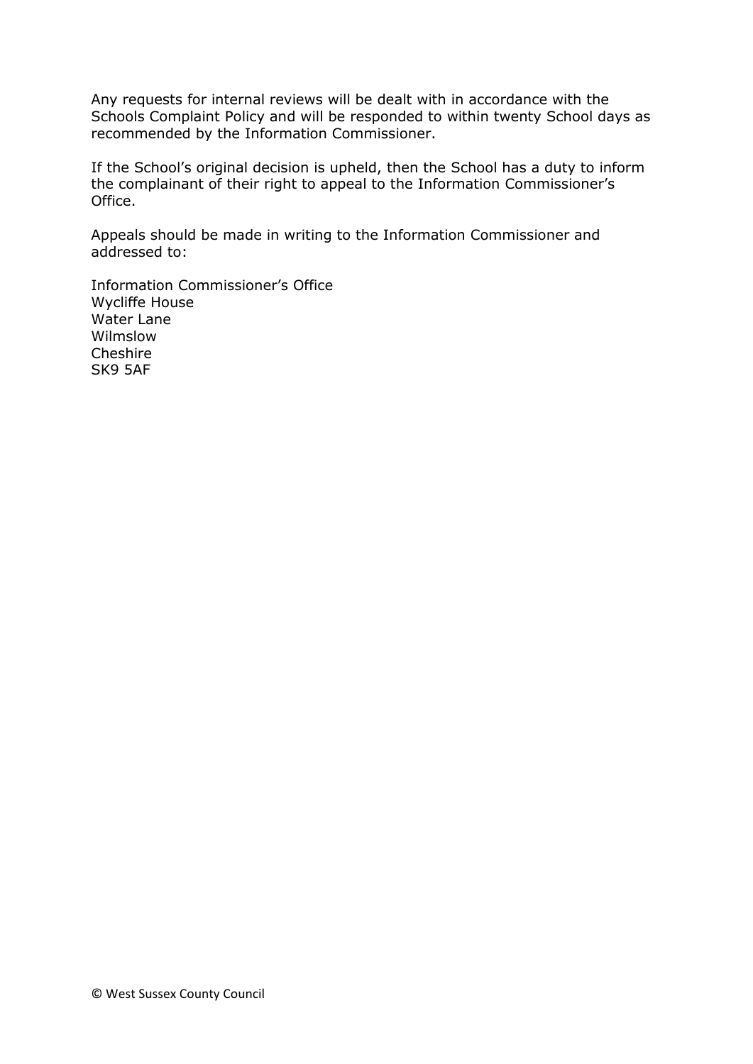Any requests for internal reviews will be dealt with in accordance with the Schools Complaint Policy and will be responded to within twenty School days as recommended by the Information Commissioner.

If the School's original decision is upheld, then the School has a duty to inform the complainant of their right to appeal to the Information Commissioner's Office.

Appeals should be made in writing to the Information Commissioner and addressed to:

Information Commissioner's Office
Wycliffe House
Water Lane
Wilmslow
Cheshire
SK9 5AF

© West Sussex County Council